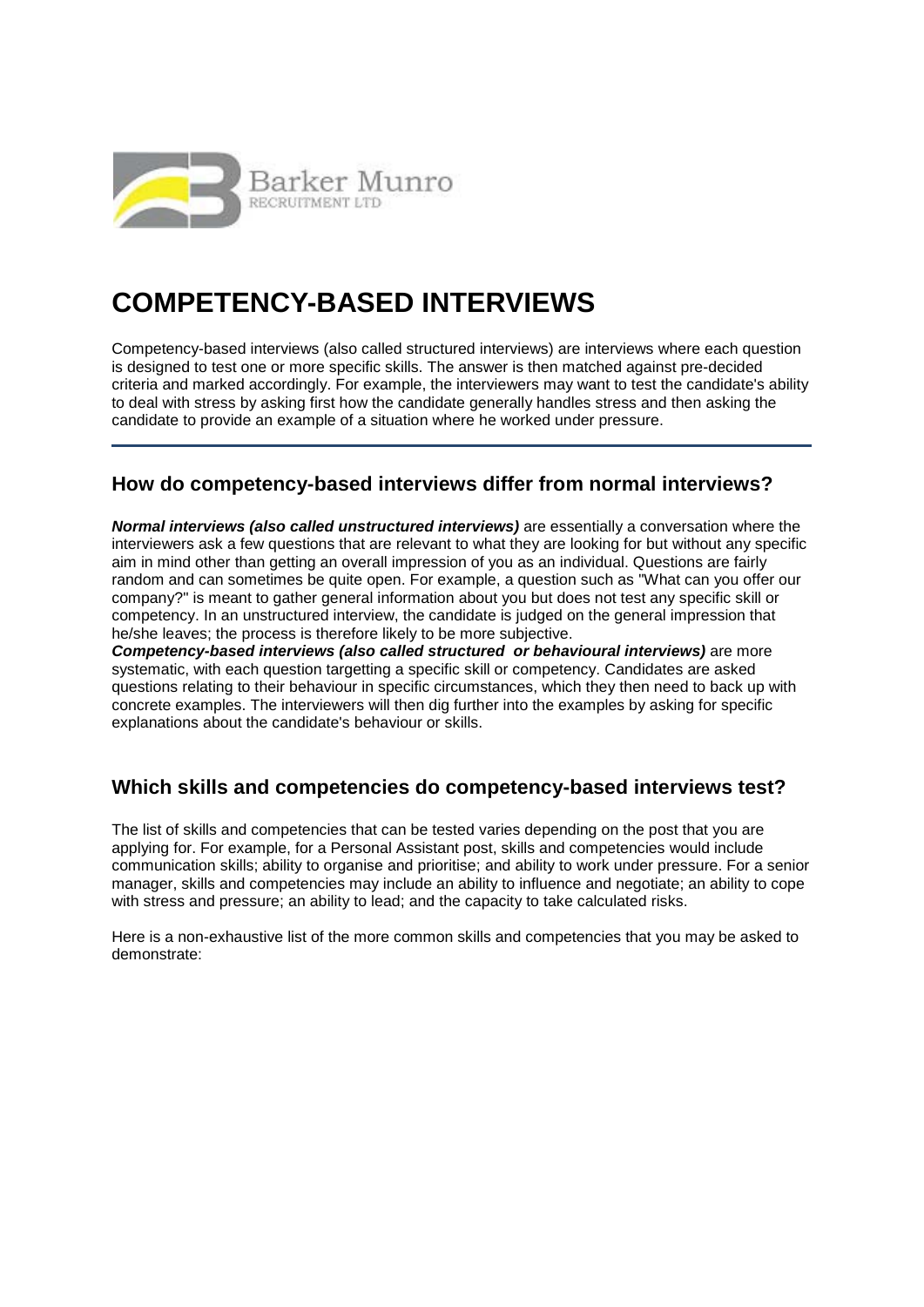Barker Munro
RECRUITMENT LTD

# COMPETENCY-BASED INTERVIEWS

Competency-based interviews (also called structured interviews) are interviews where each question is designed to test one or more specific skills. The answer is then matched against pre-decided criteria and marked accordingly. For example, the interviewers may want to test the candidate's ability to deal with stress by asking first how the candidate generally handles stress and then asking the candidate to provide an example of a situation where he worked under pressure.

---

## How do competency-based interviews differ from normal interviews?

***Normal interviews (also called unstructured interviews)*** are essentially a conversation where the interviewers ask a few questions that are relevant to what they are looking for but without any specific aim in mind other than getting an overall impression of you as an individual. Questions are fairly random and can sometimes be quite open. For example, a question such as "What can you offer our company?" is meant to gather general information about you but does not test any specific skill or competency. In an unstructured interview, the candidate is judged on the general impression that he/she leaves; the process is therefore likely to be more subjective.

***Competency-based interviews (also called structured or behavioural interviews)*** are more systematic, with each question targetting a specific skill or competency. Candidates are asked questions relating to their behaviour in specific circumstances, which they then need to back up with concrete examples. The interviewers will then dig further into the examples by asking for specific explanations about the candidate's behaviour or skills.

## Which skills and competencies do competency-based interviews test?

The list of skills and competencies that can be tested varies depending on the post that you are applying for. For example, for a Personal Assistant post, skills and competencies would include communication skills; ability to organise and prioritise; and ability to work under pressure. For a senior manager, skills and competencies may include an ability to influence and negotiate; an ability to cope with stress and pressure; an ability to lead; and the capacity to take calculated risks.

Here is a non-exhaustive list of the more common skills and competencies that you may be asked to demonstrate: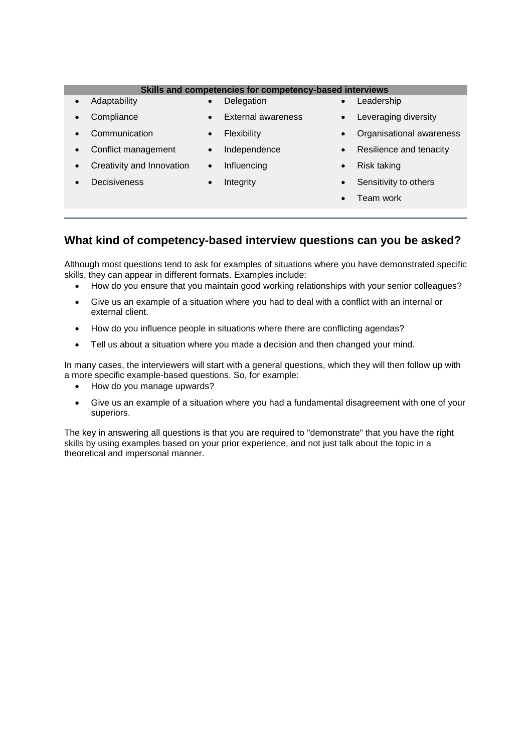| Skills and competencies for competency-based interviews | | |
|---|---|---|
| • Adaptability | • Delegation | • Leadership |
| • Compliance | • External awareness | • Leveraging diversity |
| • Communication | • Flexibility | • Organisational awareness |
| • Conflict management | • Independence | • Resilience and tenacity |
| • Creativity and Innovation | • Influencing | • Risk taking |
| • Decisiveness | • Integrity | • Sensitivity to others |
| | | • Team work |

## What kind of competency-based interview questions can you be asked?

Although most questions tend to ask for examples of situations where you have demonstrated specific skills, they can appear in different formats. Examples include:

- How do you ensure that you maintain good working relationships with your senior colleagues?
- Give us an example of a situation where you had to deal with a conflict with an internal or external client.
- How do you influence people in situations where there are conflicting agendas?
- Tell us about a situation where you made a decision and then changed your mind.

In many cases, the interviewers will start with a general questions, which they will then follow up with a more specific example-based questions. So, for example:

- How do you manage upwards?
- Give us an example of a situation where you had a fundamental disagreement with one of your superiors.

The key in answering all questions is that you are required to "demonstrate" that you have the right skills by using examples based on your prior experience, and not just talk about the topic in a theoretical and impersonal manner.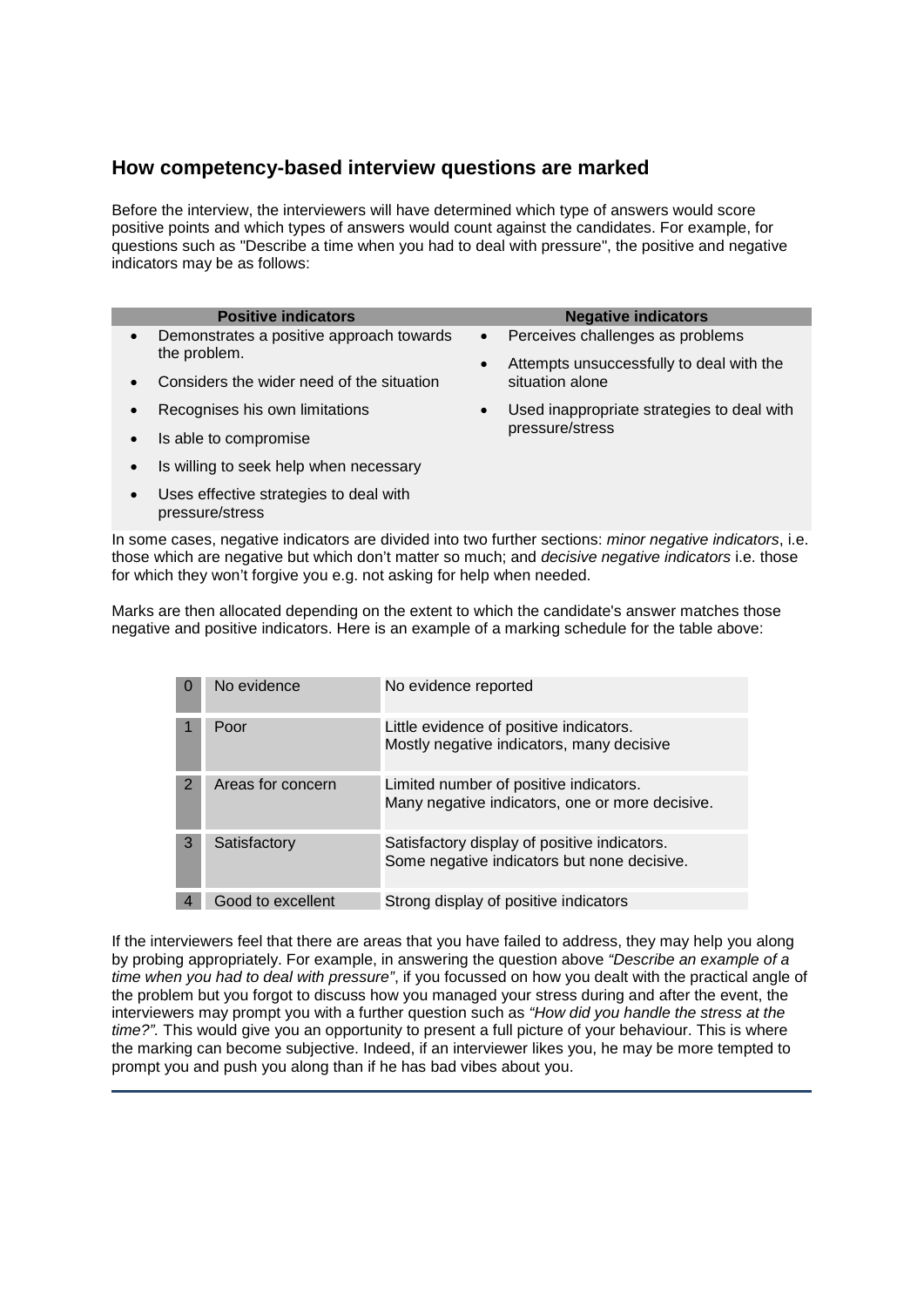## How competency-based interview questions are marked

Before the interview, the interviewers will have determined which type of answers would score positive points and which types of answers would count against the candidates. For example, for questions such as "Describe a time when you had to deal with pressure", the positive and negative indicators may be as follows:

| Positive indicators | Negative indicators |
| --- | --- |
| • Demonstrates a positive approach towards the problem.<br>• Considers the wider need of the situation<br>• Recognises his own limitations<br>• Is able to compromise<br>• Is willing to seek help when necessary<br>• Uses effective strategies to deal with pressure/stress | • Perceives challenges as problems<br>• Attempts unsuccessfully to deal with the situation alone<br>• Used inappropriate strategies to deal with pressure/stress |

In some cases, negative indicators are divided into two further sections: *minor negative indicators*, i.e. those which are negative but which don't matter so much; and *decisive negative indicators* i.e. those for which they won't forgive you e.g. not asking for help when needed.

Marks are then allocated depending on the extent to which the candidate's answer matches those negative and positive indicators. Here is an example of a marking schedule for the table above:

| | | |
| --- | --- | --- |
| 0 | No evidence | No evidence reported |
| 1 | Poor | Little evidence of positive indicators. Mostly negative indicators, many decisive |
| 2 | Areas for concern | Limited number of positive indicators. Many negative indicators, one or more decisive. |
| 3 | Satisfactory | Satisfactory display of positive indicators. Some negative indicators but none decisive. |
| 4 | Good to excellent | Strong display of positive indicators |

If the interviewers feel that there are areas that you have failed to address, they may help you along by probing appropriately. For example, in answering the question above *"Describe an example of a time when you had to deal with pressure"*, if you focussed on how you dealt with the practical angle of the problem but you forgot to discuss how you managed your stress during and after the event, the interviewers may prompt you with a further question such as *"How did you handle the stress at the time?".* This would give you an opportunity to present a full picture of your behaviour. This is where the marking can become subjective. Indeed, if an interviewer likes you, he may be more tempted to prompt you and push you along than if he has bad vibes about you.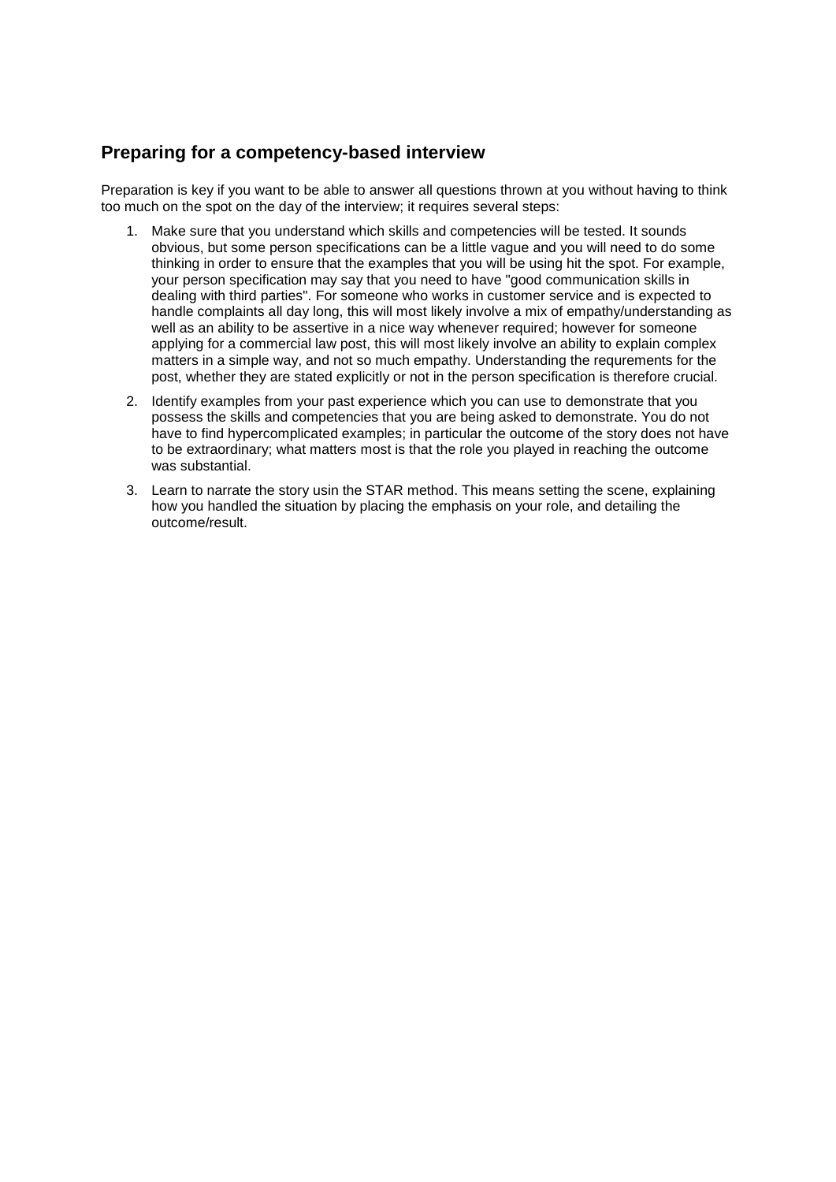## Preparing for a competency-based interview

Preparation is key if you want to be able to answer all questions thrown at you without having to think too much on the spot on the day of the interview; it requires several steps:

1. Make sure that you understand which skills and competencies will be tested. It sounds obvious, but some person specifications can be a little vague and you will need to do some thinking in order to ensure that the examples that you will be using hit the spot. For example, your person specification may say that you need to have "good communication skills in dealing with third parties". For someone who works in customer service and is expected to handle complaints all day long, this will most likely involve a mix of empathy/understanding as well as an ability to be assertive in a nice way whenever required; however for someone applying for a commercial law post, this will most likely involve an ability to explain complex matters in a simple way, and not so much empathy. Understanding the requrements for the post, whether they are stated explicitly or not in the person specification is therefore crucial.
2. Identify examples from your past experience which you can use to demonstrate that you possess the skills and competencies that you are being asked to demonstrate. You do not have to find hypercomplicated examples; in particular the outcome of the story does not have to be extraordinary; what matters most is that the role you played in reaching the outcome was substantial.
3. Learn to narrate the story usin the STAR method. This means setting the scene, explaining how you handled the situation by placing the emphasis on your role, and detailing the outcome/result.